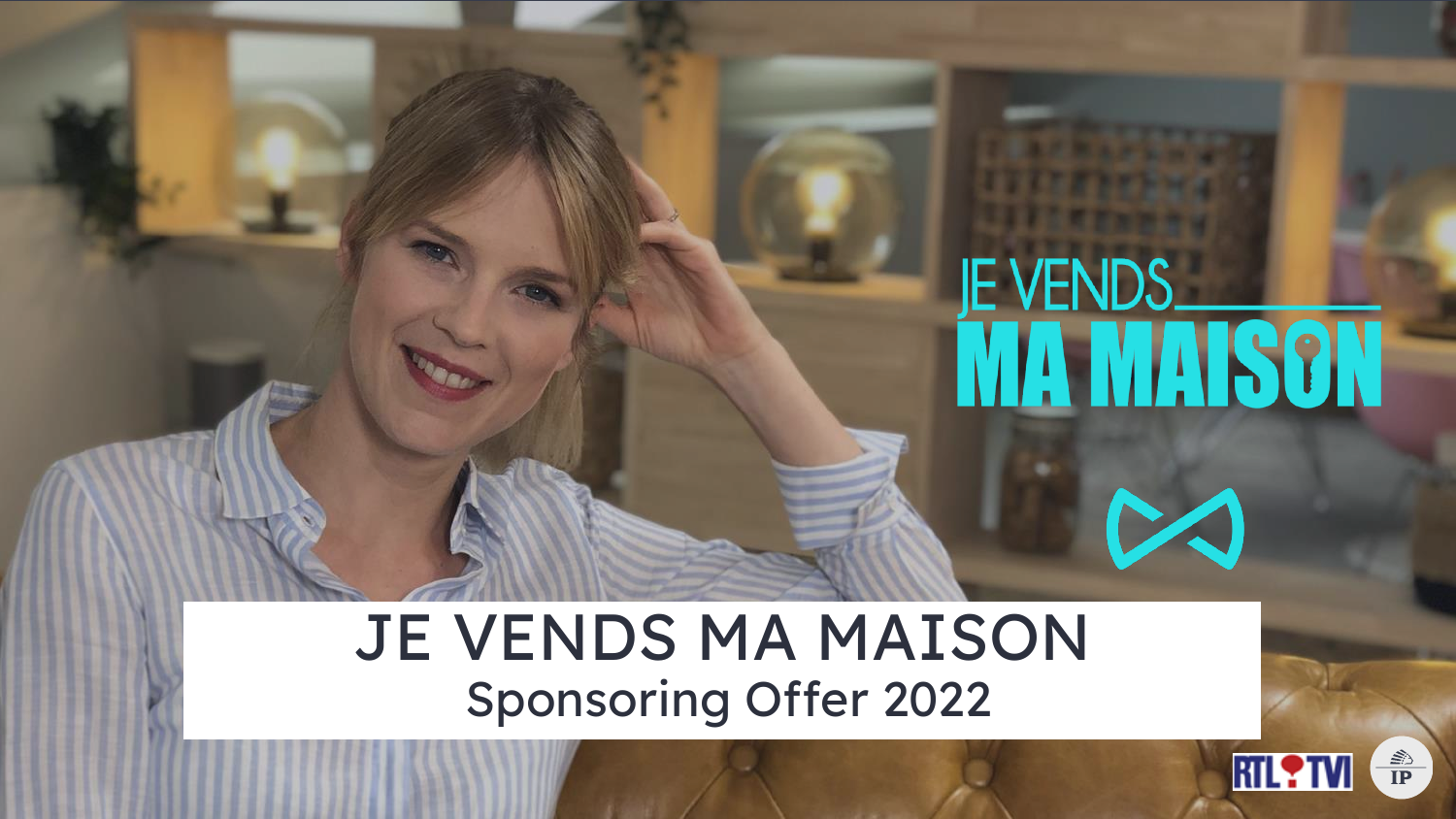# JE VENDS MA MAISON

## Sponsoring Offer 2022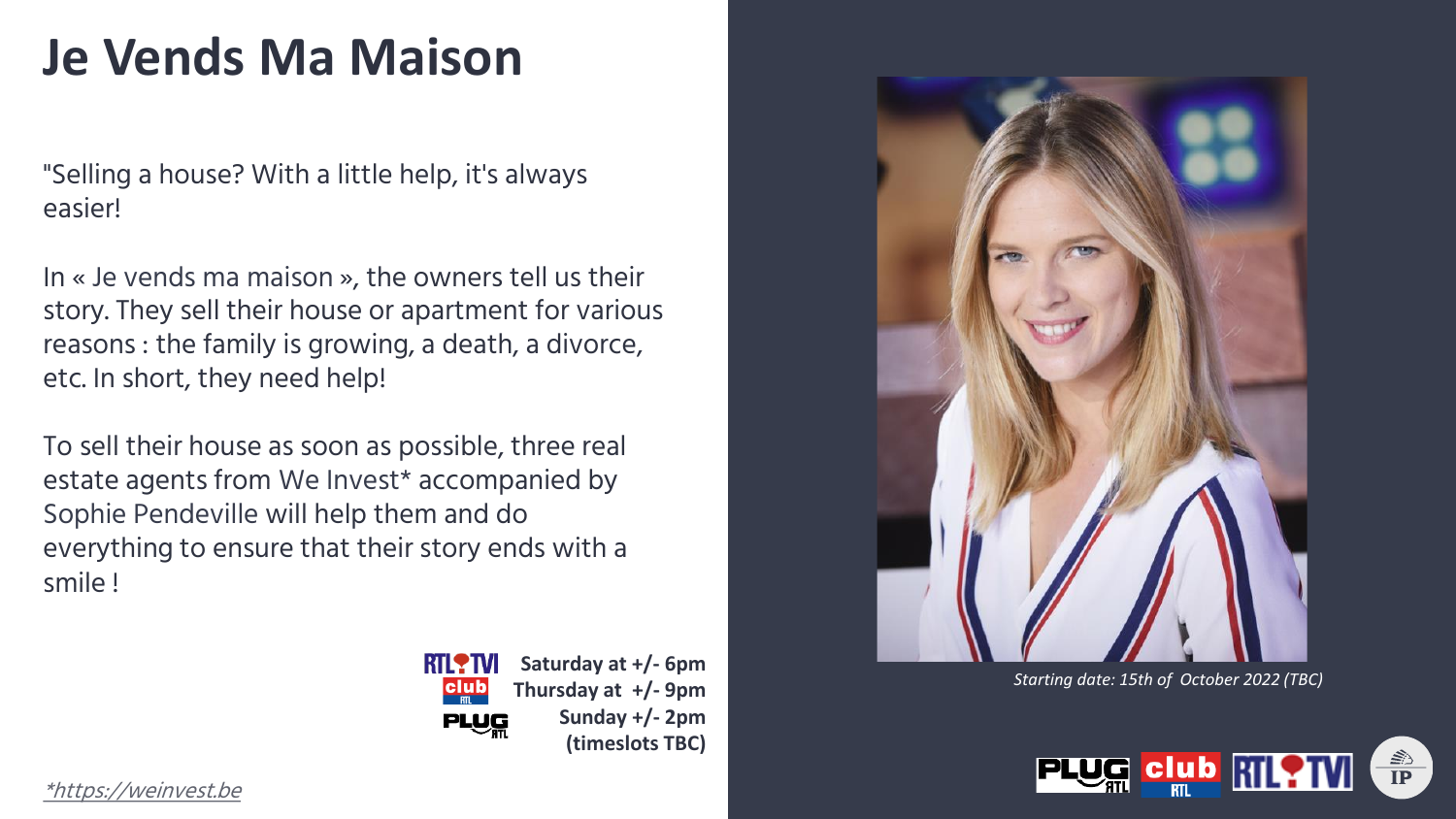# Je Vends Ma Maison

"Selling a house? With a little help, it's always easier!

In « Je vends ma maison », the owners tell us their story. They sell their house or apartment for various reasons : the family is growing, a death, a divorce, etc. In short, they need help!

To sell their house as soon as possible, three real estate agents from We Invest* accompanied by Sophie Pendeville will help them and do everything to ensure that their story ends with a smile !

RTL TVI **Saturday at +/- 6pm**
club RTL **Thursday at +/- 9pm**
PLUG RTL **Sunday +/- 2pm**
**(timeslots TBC)**

*Starting date: 15th of October 2022 (TBC)*

*https://weinvest.be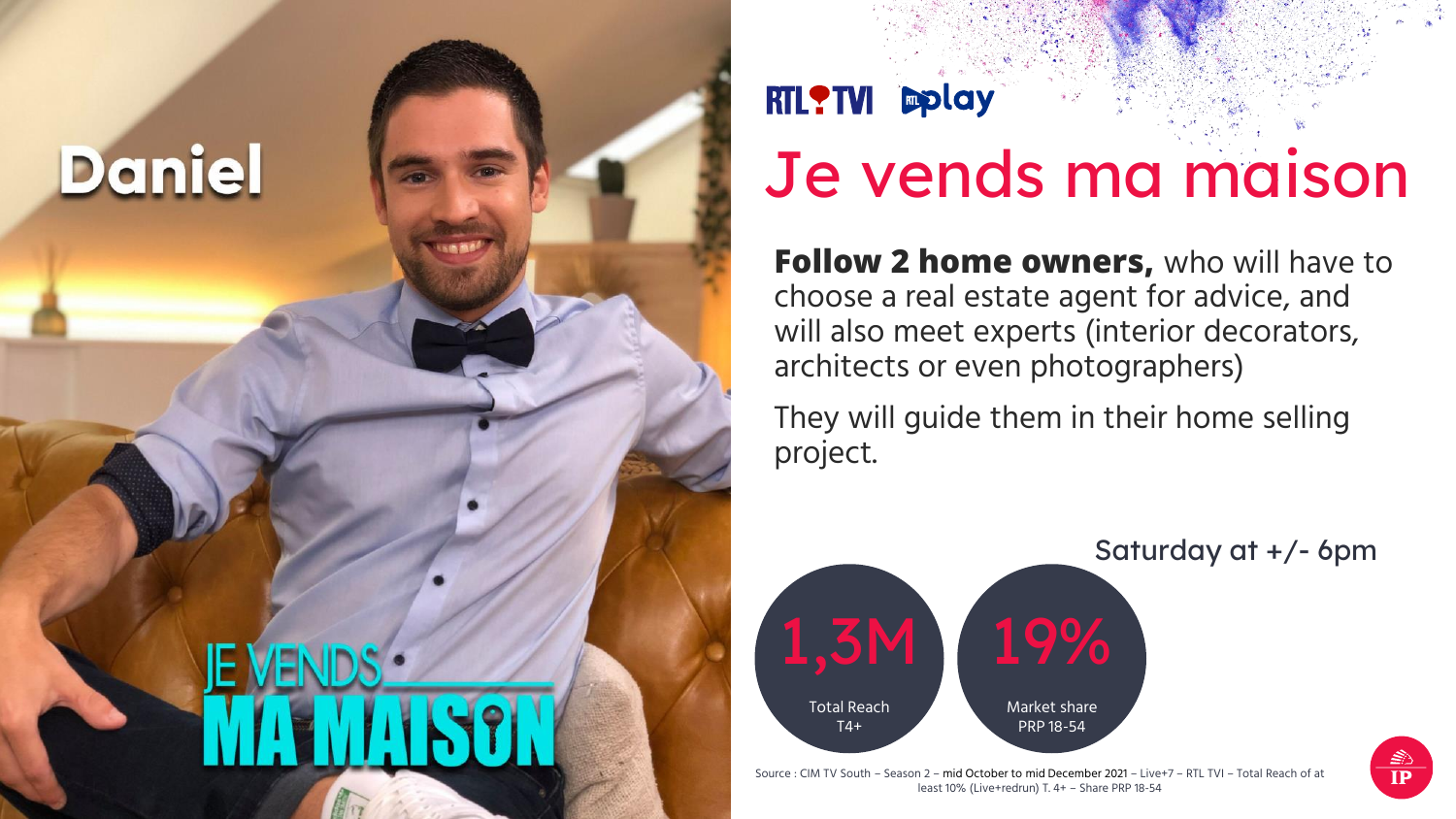Daniel

RTL TVI RTL play

# Je vends ma maison

**Follow 2 home owners,** who will have to choose a real estate agent for advice, and will also meet experts (interior decorators, architects or even photographers)

They will guide them in their home selling project.

Saturday at +/- 6pm

1,3M
Total Reach
T4+

19%
Market share
PRP 18-54

Source : CIM TV South – Season 2 – mid October to mid December 2021 – Live+7 – RTL TVI – Total Reach of at least 10% (Live+redrun) T. 4+ – Share PRP 18-54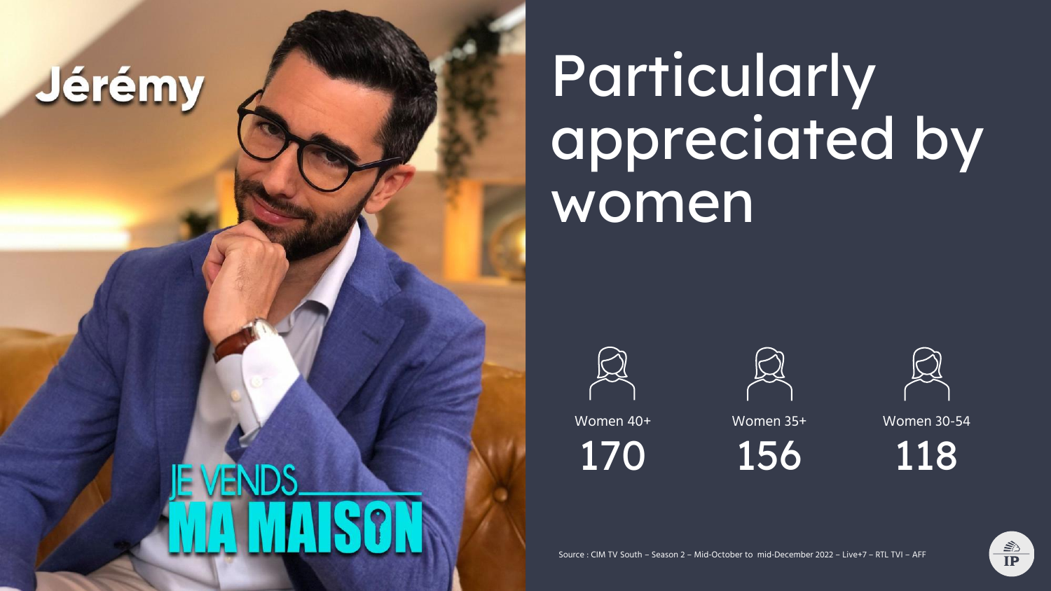Jérémy

JE VENDS MA MAISON

# Particularly appreciated by women

| Women 40+ | Women 35+ | Women 30-54 |
|---|---|---|
| 170 | 156 | 118 |

Source : CIM TV South – Season 2 – Mid-October to mid-December 2022 – Live+7 – RTL TVI – AFF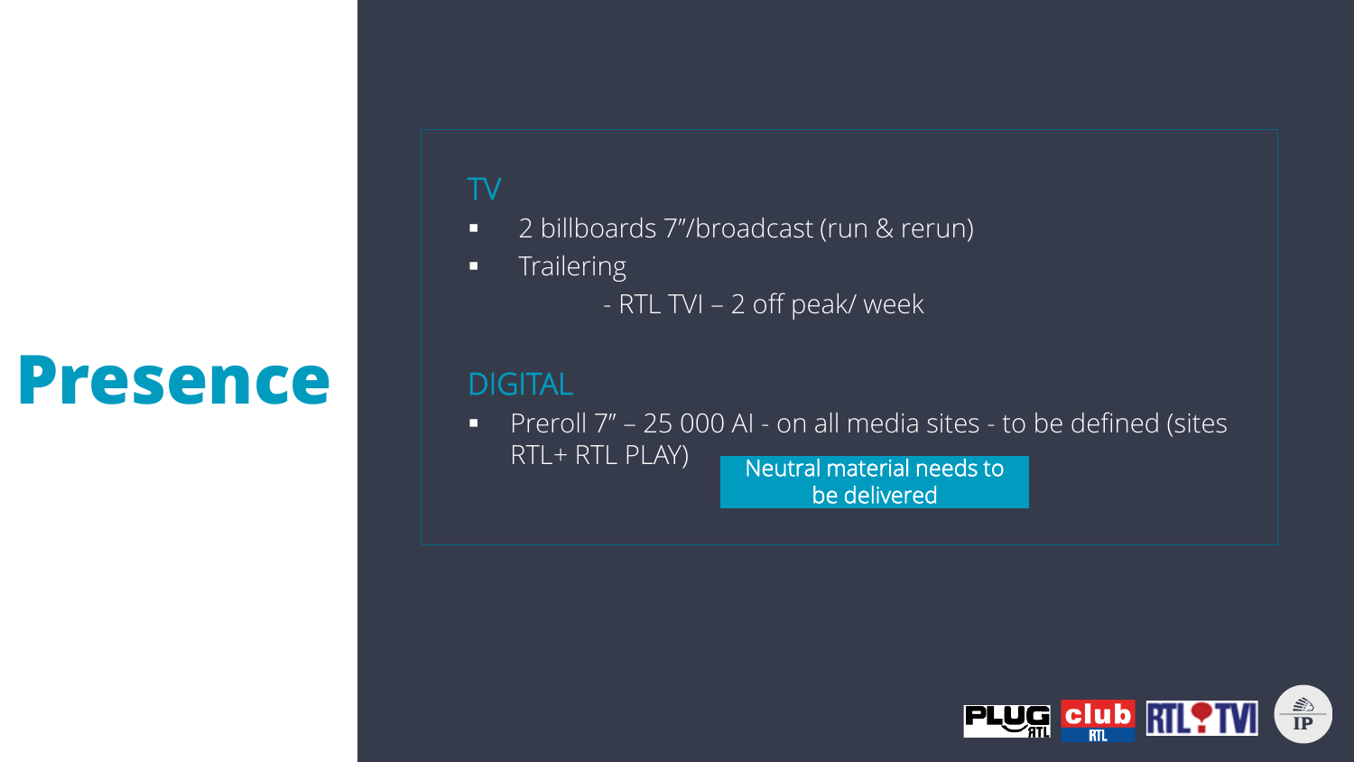# Presence

## TV

- 2 billboards 7"/broadcast (run & rerun)
- Trailering
  - RTL TVI – 2 off peak/ week

## DIGITAL

- Preroll 7" – 25 000 AI - on all media sites - to be defined (sites RTL+ RTL PLAY)

Neutral material needs to be delivered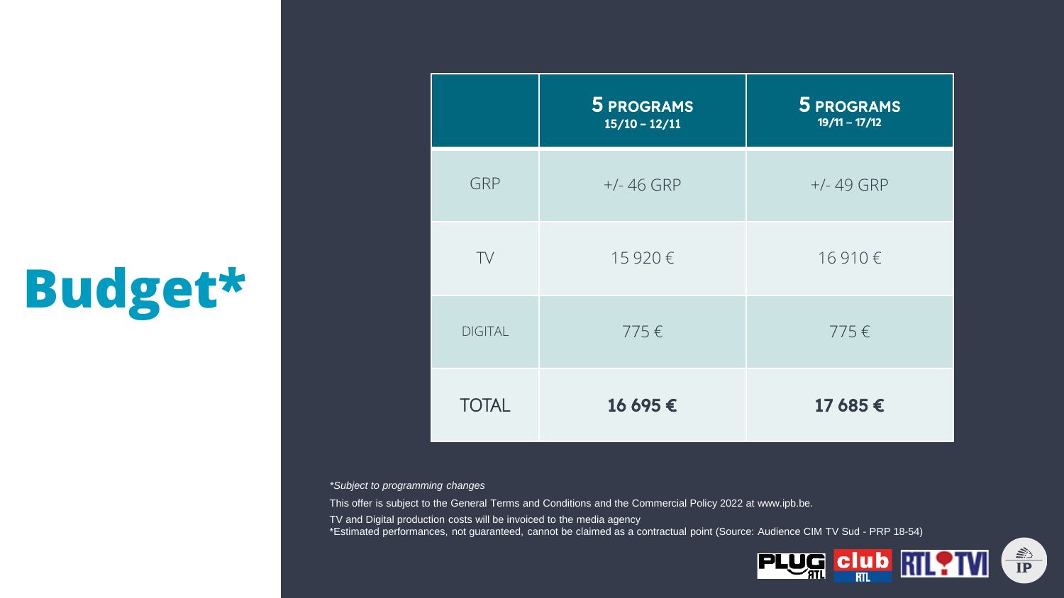# Budget*

| | **5 PROGRAMS** 15/10 – 12/11 | **5 PROGRAMS** 19/11 – 17/12 |
|---|---|---|
| GRP | +/- 46 GRP | +/- 49 GRP |
| TV | 15 920 € | 16 910 € |
| DIGITAL | 775 € | 775 € |
| TOTAL | **16 695 €** | **17 685 €** |

*\*Subject to programming changes*

This offer is subject to the General Terms and Conditions and the Commercial Policy 2022 at www.ipb.be.

TV and Digital production costs will be invoiced to the media agency

*Estimated performances, not guaranteed, cannot be claimed as a contractual point (Source: Audience CIM TV Sud - PRP 18-54)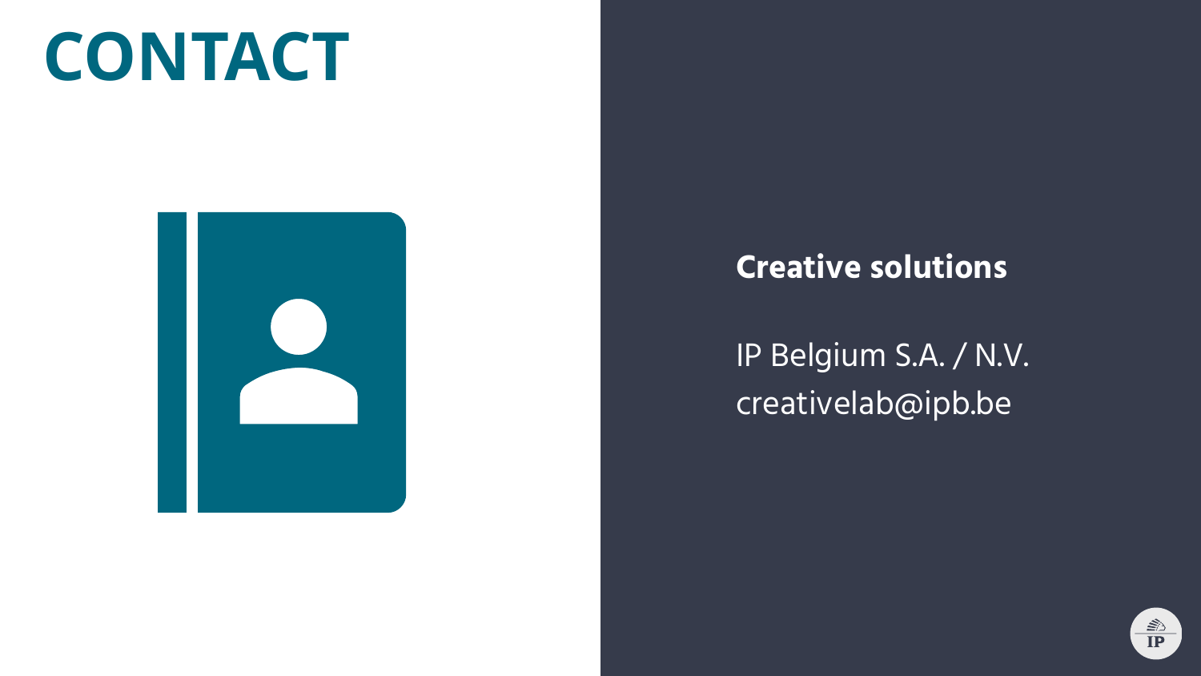# CONTACT

**Creative solutions**

IP Belgium S.A. / N.V.
creativelab@ipb.be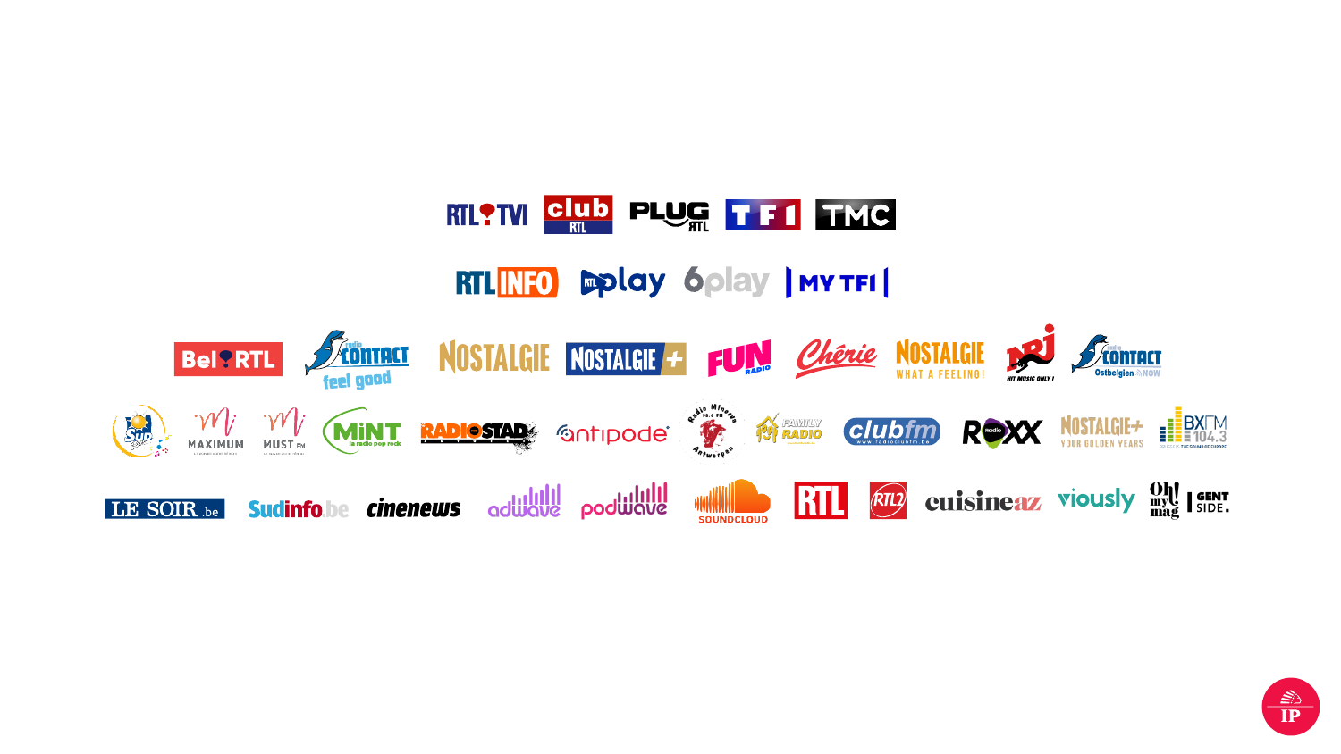RTL TVI club RTL PLUG RTL TF1 TMC

RTL INFO RTL play 6play MY TF1

Bel RTL radio contact feel good NOSTALGIE NOSTALGIE+ FUN RADIO Chérie NOSTALGIE WHAT A FEELING! NRJ HIT MUSIC ONLY! radio contact Ostbelgien NOW

Sud Radio MAXIMUM MUST FM MiNT la radio pop rock RADIO STAD antipode Radio Minerva Antwerpen FAMILY RADIO clubfm ROXX NOSTALGIE+ YOUR GOLDEN YEARS BXFM 104.3

LE SOIR.be Sudinfo.be cinenews adwave podwave SOUNDCLOUD RTL RTL2 cuisineaz viously Oh! my mag GENT SIDE.